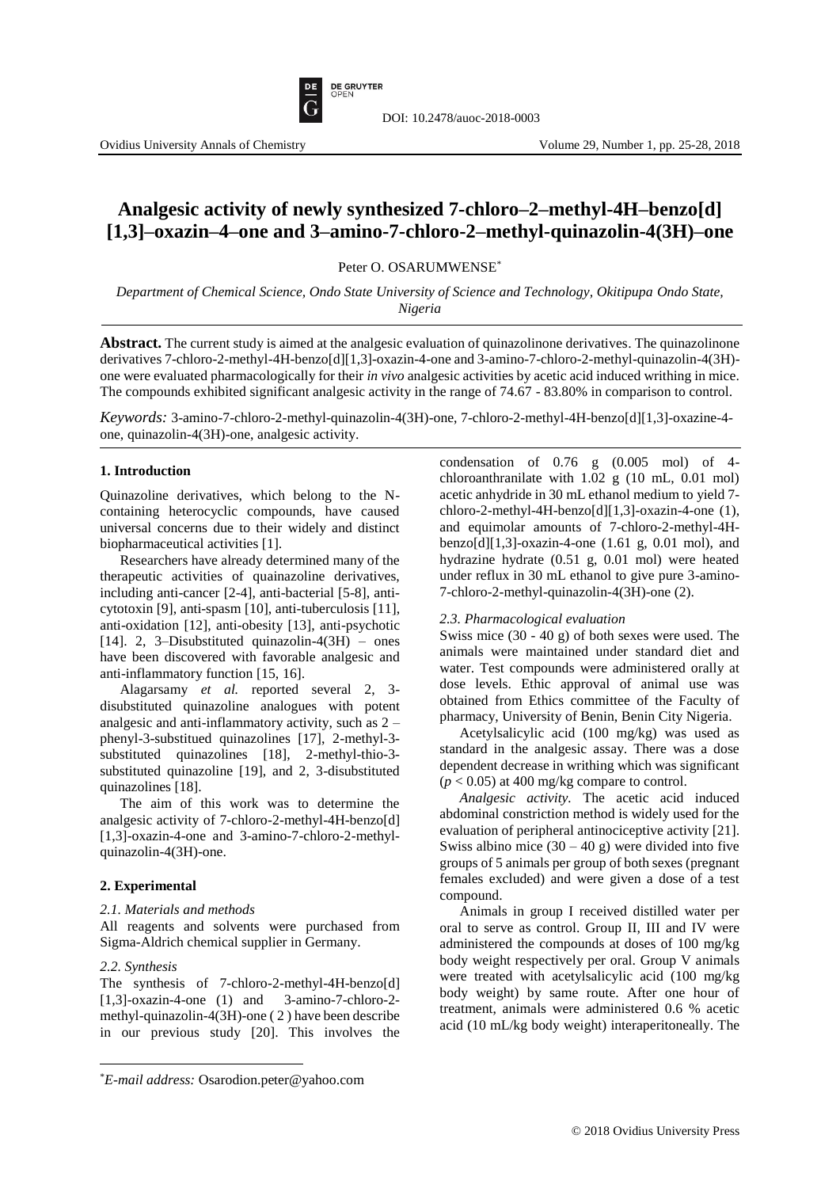DOI: 10.2478/auoc-2018-0003

# Analgesic activity of newly synthesized 7-chloro–2–methyl-4H–benzo[d] [1,3]–oxazin–4–one and 3–amino-7-chloro-2–methyl-quinazolin-4(3H)–one

Peter O. OSARUMWENSE*

*Department of Chemical Science, Ondo State University of Science and Technology, Okitipupa Ondo State, Nigeria*

**Abstract.** The current study is aimed at the analgesic evaluation of quinazolinone derivatives. The quinazolinone derivatives 7-chloro-2-methyl-4H-benzo[d][1,3]-oxazin-4-one and 3-amino-7-chloro-2-methyl-quinazolin-4(3H)-one were evaluated pharmacologically for their *in vivo* analgesic activities by acetic acid induced writhing in mice. The compounds exhibited significant analgesic activity in the range of 74.67 - 83.80% in comparison to control.

*Keywords:* 3-amino-7-chloro-2-methyl-quinazolin-4(3H)-one, 7-chloro-2-methyl-4H-benzo[d][1,3]-oxazine-4-one, quinazolin-4(3H)-one, analgesic activity.

### 1. Introduction

Quinazoline derivatives, which belong to the N-containing heterocyclic compounds, have caused universal concerns due to their widely and distinct biopharmaceutical activities [1].

Researchers have already determined many of the therapeutic activities of quainazoline derivatives, including anti-cancer [2-4], anti-bacterial [5-8], anti-cytotoxin [9], anti-spasm [10], anti-tuberculosis [11], anti-oxidation [12], anti-obesity [13], anti-psychotic [14]. 2, 3–Disubstituted quinazolin-4(3H) – ones have been discovered with favorable analgesic and anti-inflammatory function [15, 16].

Alagarsamy *et al.* reported several 2, 3-disubstituted quinazoline analogues with potent analgesic and anti-inflammatory activity, such as 2 – phenyl-3-substitued quinazolines [17], 2-methyl-3-substituted quinazolines [18], 2-methyl-thio-3-substituted quinazoline [19], and 2, 3-disubstituted quinazolines [18].

The aim of this work was to determine the analgesic activity of 7-chloro-2-methyl-4H-benzo[d] [1,3]-oxazin-4-one and 3-amino-7-chloro-2-methyl-quinazolin-4(3H)-one.

### 2. Experimental

*2.1. Materials and methods*

All reagents and solvents were purchased from Sigma-Aldrich chemical supplier in Germany.

*2.2. Synthesis*

The synthesis of 7-chloro-2-methyl-4H-benzo[d] [1,3]-oxazin-4-one (1) and 3-amino-7-chloro-2-methyl-quinazolin-4(3H)-one ( 2 ) have been describe in our previous study [20]. This involves the condensation of 0.76 g (0.005 mol) of 4-chloroanthranilate with 1.02 g (10 mL, 0.01 mol) acetic anhydride in 30 mL ethanol medium to yield 7-chloro-2-methyl-4H-benzo[d][1,3]-oxazin-4-one (1), and equimolar amounts of 7-chloro-2-methyl-4H-benzo[d][1,3]-oxazin-4-one (1.61 g, 0.01 mol), and hydrazine hydrate (0.51 g, 0.01 mol) were heated under reflux in 30 mL ethanol to give pure 3-amino-7-chloro-2-methyl-quinazolin-4(3H)-one (2).

*2.3. Pharmacological evaluation*

Swiss mice (30 - 40 g) of both sexes were used. The animals were maintained under standard diet and water. Test compounds were administered orally at dose levels. Ethic approval of animal use was obtained from Ethics committee of the Faculty of pharmacy, University of Benin, Benin City Nigeria.

Acetylsalicylic acid (100 mg/kg) was used as standard in the analgesic assay. There was a dose dependent decrease in writhing which was significant ($p < 0.05$) at 400 mg/kg compare to control.

*Analgesic activity.* The acetic acid induced abdominal constriction method is widely used for the evaluation of peripheral antinociceptive activity [21]. Swiss albino mice (30 – 40 g) were divided into five groups of 5 animals per group of both sexes (pregnant females excluded) and were given a dose of a test compound.

Animals in group I received distilled water per oral to serve as control. Group II, III and IV were administered the compounds at doses of 100 mg/kg body weight respectively per oral. Group V animals were treated with acetylsalicylic acid (100 mg/kg body weight) by same route. After one hour of treatment, animals were administered 0.6 % acetic acid (10 mL/kg body weight) interaperitoneally. The

*E-mail address: Osarodion.peter@yahoo.com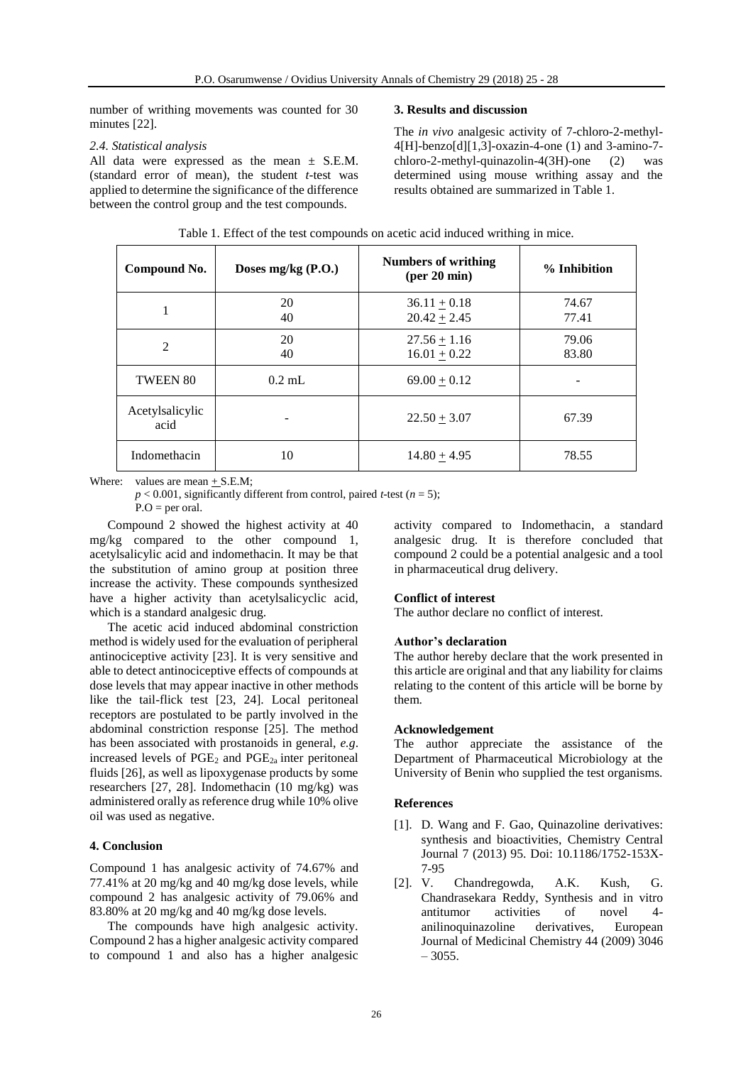number of writhing movements was counted for 30 minutes [22].

### 2.4. Statistical analysis

All data were expressed as the mean ± S.E.M. (standard error of mean), the student *t*-test was applied to determine the significance of the difference between the control group and the test compounds.

## 3. Results and discussion

The *in vivo* analgesic activity of 7-chloro-2-methyl-4[H]-benzo[d][1,3]-oxazin-4-one (1) and 3-amino-7-chloro-2-methyl-quinazolin-4(3H)-one (2) was determined using mouse writhing assay and the results obtained are summarized in Table 1.

Table 1. Effect of the test compounds on acetic acid induced writhing in mice.

| Compound No. | Doses mg/kg (P.O.) | Numbers of writhing (per 20 min) | % Inhibition |
|---|---|---|---|
| 1 | 20<br>40 | 36.11 + 0.18<br>20.42 + 2.45 | 74.67<br>77.41 |
| 2 | 20<br>40 | 27.56 + 1.16<br>16.01 + 0.22 | 79.06<br>83.80 |
| TWEEN 80 | 0.2 mL | 69.00 + 0.12 | - |
| Acetylsalicylic acid | - | 22.50 + 3.07 | 67.39 |
| Indomethacin | 10 | 14.80 + 4.95 | 78.55 |

Where: values are mean + S.E.M;
$p < 0.001$, significantly different from control, paired *t*-test ($n = 5$);
P.O = per oral.

Compound 2 showed the highest activity at 40 mg/kg compared to the other compound 1, acetylsalicylic acid and indomethacin. It may be that the substitution of amino group at position three increase the activity. These compounds synthesized have a higher activity than acetylsalicyclic acid, which is a standard analgesic drug.

The acetic acid induced abdominal constriction method is widely used for the evaluation of peripheral antinociceptive activity [23]. It is very sensitive and able to detect antinociceptive effects of compounds at dose levels that may appear inactive in other methods like the tail-flick test [23, 24]. Local peritoneal receptors are postulated to be partly involved in the abdominal constriction response [25]. The method has been associated with prostanoids in general, *e.g*. increased levels of $PGE_2$ and $PGE_{2a}$ inter peritoneal fluids [26], as well as lipoxygenase products by some researchers [27, 28]. Indomethacin (10 mg/kg) was administered orally as reference drug while 10% olive oil was used as negative.

## 4. Conclusion

Compound 1 has analgesic activity of 74.67% and 77.41% at 20 mg/kg and 40 mg/kg dose levels, while compound 2 has analgesic activity of 79.06% and 83.80% at 20 mg/kg and 40 mg/kg dose levels.

The compounds have high analgesic activity. Compound 2 has a higher analgesic activity compared to compound 1 and also has a higher analgesic activity compared to Indomethacin, a standard analgesic drug. It is therefore concluded that compound 2 could be a potential analgesic and a tool in pharmaceutical drug delivery.

**Conflict of interest**

The author declare no conflict of interest.

**Author's declaration**

The author hereby declare that the work presented in this article are original and that any liability for claims relating to the content of this article will be borne by them.

**Acknowledgement**

The author appreciate the assistance of the Department of Pharmaceutical Microbiology at the University of Benin who supplied the test organisms.

**References**

[1]. D. Wang and F. Gao, Quinazoline derivatives: synthesis and bioactivities, Chemistry Central Journal 7 (2013) 95. Doi: 10.1186/1752-153X-7-95

[2]. V. Chandregowda, A.K. Kush, G. Chandrasekara Reddy, Synthesis and in vitro antitumor activities of novel 4-anilinoquinazoline derivatives, European Journal of Medicinal Chemistry 44 (2009) 3046 – 3055.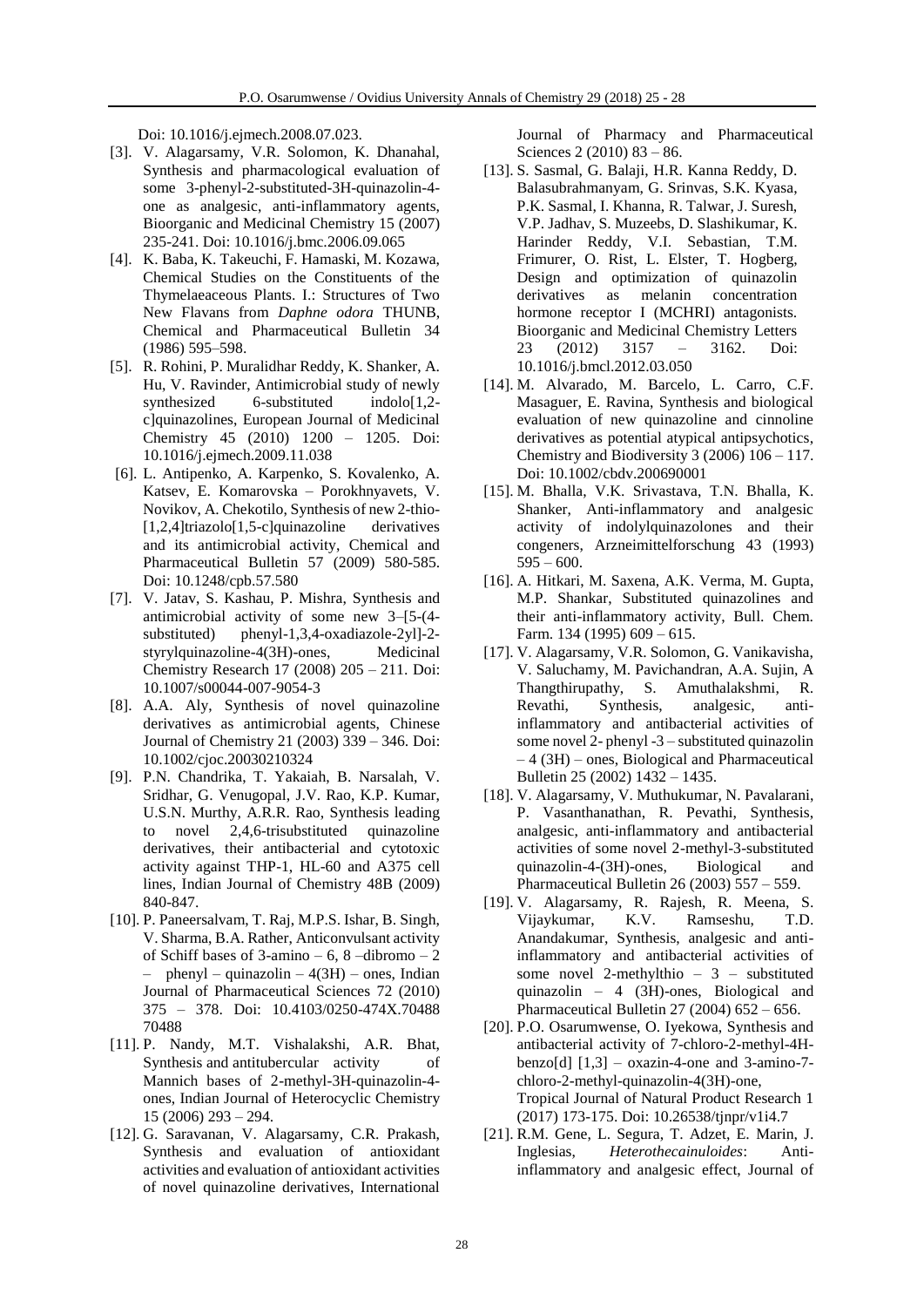Doi: 10.1016/j.ejmech.2008.07.023.

[3]. V. Alagarsamy, V.R. Solomon, K. Dhanahal, Synthesis and pharmacological evaluation of some 3-phenyl-2-substituted-3H-quinazolin-4-one as analgesic, anti-inflammatory agents, Bioorganic and Medicinal Chemistry 15 (2007) 235-241. Doi: 10.1016/j.bmc.2006.09.065

[4]. K. Baba, K. Takeuchi, F. Hamaski, M. Kozawa, Chemical Studies on the Constituents of the Thymelaeaceous Plants. I.: Structures of Two New Flavans from *Daphne odora* THUNB, Chemical and Pharmaceutical Bulletin 34 (1986) 595–598.

[5]. R. Rohini, P. Muralidhar Reddy, K. Shanker, A. Hu, V. Ravinder, Antimicrobial study of newly synthesized 6-substituted indolo[1,2-c]quinazolines, European Journal of Medicinal Chemistry 45 (2010) 1200 – 1205. Doi: 10.1016/j.ejmech.2009.11.038

[6]. L. Antipenko, A. Karpenko, S. Kovalenko, A. Katsev, E. Komarovska – Porokhnyavets, V. Novikov, A. Chekotilo, Synthesis of new 2-thio-[1,2,4]triazolo[1,5-c]quinazoline derivatives and its antimicrobial activity, Chemical and Pharmaceutical Bulletin 57 (2009) 580-585. Doi: 10.1248/cpb.57.580

[7]. V. Jatav, S. Kashau, P. Mishra, Synthesis and antimicrobial activity of some new 3–[5-(4-substituted) phenyl-1,3,4-oxadiazole-2yl]-2-styrylquinazoline-4(3H)-ones, Medicinal Chemistry Research 17 (2008) 205 – 211. Doi: 10.1007/s00044-007-9054-3

[8]. A.A. Aly, Synthesis of novel quinazoline derivatives as antimicrobial agents, Chinese Journal of Chemistry 21 (2003) 339 – 346. Doi: 10.1002/cjoc.20030210324

[9]. P.N. Chandrika, T. Yakaiah, B. Narsalah, V. Sridhar, G. Venugopal, J.V. Rao, K.P. Kumar, U.S.N. Murthy, A.R.R. Rao, Synthesis leading to novel 2,4,6-trisubstituted quinazoline derivatives, their antibacterial and cytotoxic activity against THP-1, HL-60 and A375 cell lines, Indian Journal of Chemistry 48B (2009) 840-847.

[10]. P. Paneersalvam, T. Raj, M.P.S. Ishar, B. Singh, V. Sharma, B.A. Rather, Anticonvulsant activity of Schiff bases of 3-amino – 6, 8 –dibromo – 2 – phenyl – quinazolin – 4(3H) – ones, Indian Journal of Pharmaceutical Sciences 72 (2010) 375 – 378. Doi: 10.4103/0250-474X.70488 70488

[11]. P. Nandy, M.T. Vishalakshi, A.R. Bhat, Synthesis and antitubercular activity of Mannich bases of 2-methyl-3H-quinazolin-4-ones, Indian Journal of Heterocyclic Chemistry 15 (2006) 293 – 294.

[12]. G. Saravanan, V. Alagarsamy, C.R. Prakash, Synthesis and evaluation of antioxidant activities and evaluation of antioxidant activities of novel quinazoline derivatives, International Journal of Pharmacy and Pharmaceutical Sciences 2 (2010) 83 – 86.

[13]. S. Sasmal, G. Balaji, H.R. Kanna Reddy, D. Balasubrahmanyam, G. Srinvas, S.K. Kyasa, P.K. Sasmal, I. Khanna, R. Talwar, J. Suresh, V.P. Jadhav, S. Muzeebs, D. Slashikumar, K. Harinder Reddy, V.I. Sebastian, T.M. Frimurer, O. Rist, L. Elster, T. Hogberg, Design and optimization of quinazolin derivatives as melanin concentration hormone receptor I (MCHRI) antagonists. Bioorganic and Medicinal Chemistry Letters 23 (2012) 3157 – 3162. Doi: 10.1016/j.bmcl.2012.03.050

[14]. M. Alvarado, M. Barcelo, L. Carro, C.F. Masaguer, E. Ravina, Synthesis and biological evaluation of new quinazoline and cinnoline derivatives as potential atypical antipsychotics, Chemistry and Biodiversity 3 (2006) 106 – 117. Doi: 10.1002/cbdv.200690001

[15]. M. Bhalla, V.K. Srivastava, T.N. Bhalla, K. Shanker, Anti-inflammatory and analgesic activity of indolylquinazolones and their congeners, Arzneimittelforschung 43 (1993) 595 – 600.

[16]. A. Hitkari, M. Saxena, A.K. Verma, M. Gupta, M.P. Shankar, Substituted quinazolines and their anti-inflammatory activity, Bull. Chem. Farm. 134 (1995) 609 – 615.

[17]. V. Alagarsamy, V.R. Solomon, G. Vanikavisha, V. Saluchamy, M. Pavichandran, A.A. Sujin, A Thangthirupathy, S. Amuthalakshmi, R. Revathi, Synthesis, analgesic, anti-inflammatory and antibacterial activities of some novel 2- phenyl -3 – substituted quinazolin – 4 (3H) – ones, Biological and Pharmaceutical Bulletin 25 (2002) 1432 – 1435.

[18]. V. Alagarsamy, V. Muthukumar, N. Pavalarani, P. Vasanthanathan, R. Pevathi, Synthesis, analgesic, anti-inflammatory and antibacterial activities of some novel 2-methyl-3-substituted quinazolin-4-(3H)-ones, Biological and Pharmaceutical Bulletin 26 (2003) 557 – 559.

[19]. V. Alagarsamy, R. Rajesh, R. Meena, S. Vijaykumar, K.V. Ramseshu, T.D. Anandakumar, Synthesis, analgesic and anti-inflammatory and antibacterial activities of some novel 2-methylthio – 3 – substituted quinazolin – 4 (3H)-ones, Biological and Pharmaceutical Bulletin 27 (2004) 652 – 656.

[20]. P.O. Osarumwense, O. Iyekowa, Synthesis and antibacterial activity of 7-chloro-2-methyl-4H-benzo[d] [1,3] – oxazin-4-one and 3-amino-7-chloro-2-methyl-quinazolin-4(3H)-one, Tropical Journal of Natural Product Research 1 (2017) 173-175. Doi: 10.26538/tjnpr/v1i4.7

[21]. R.M. Gene, L. Segura, T. Adzet, E. Marin, J. Inglesias, *Heterothecainuloides*: Anti-inflammatory and analgesic effect, Journal of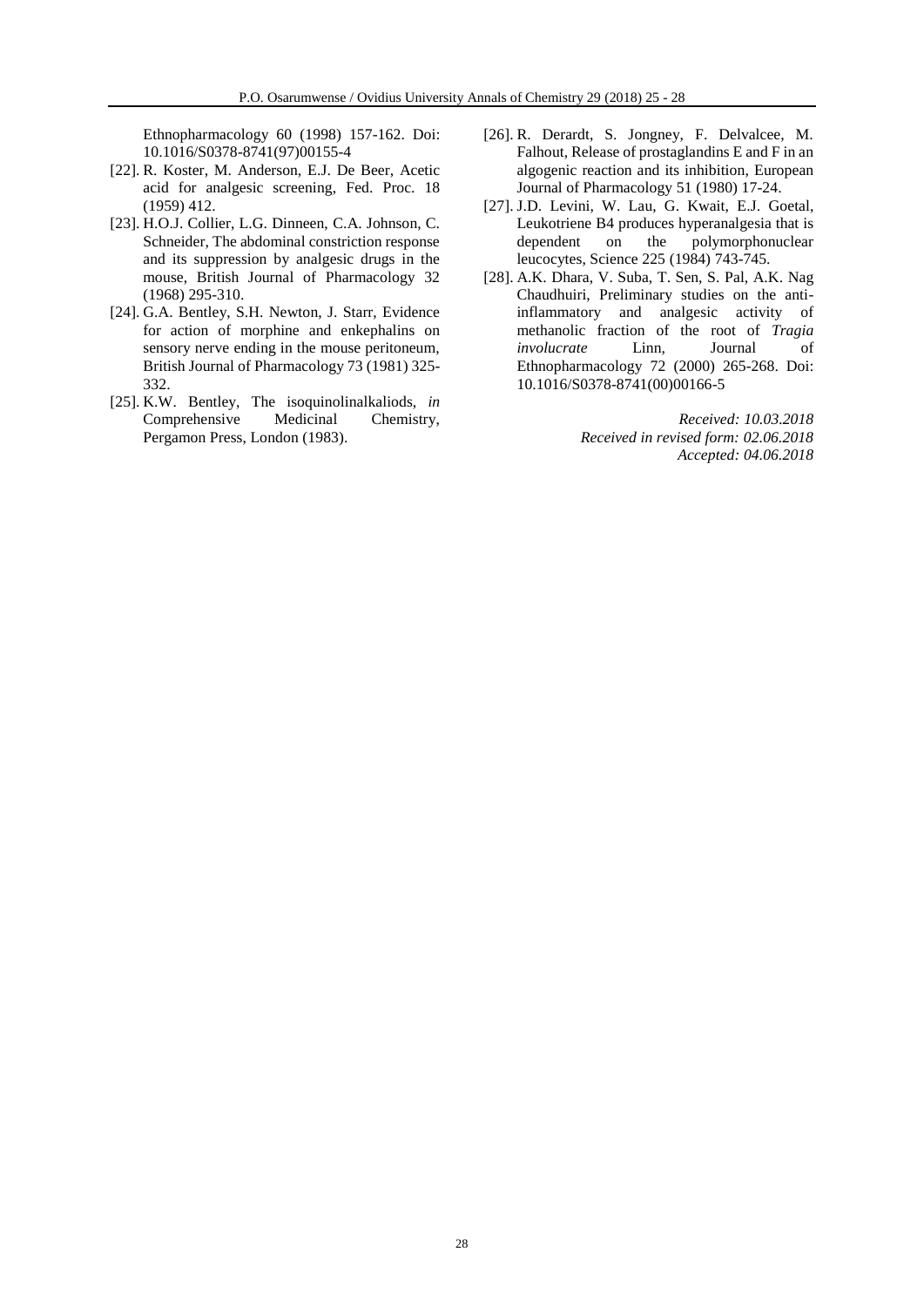Ethnopharmacology 60 (1998) 157-162. Doi: 10.1016/S0378-8741(97)00155-4

[22]. R. Koster, M. Anderson, E.J. De Beer, Acetic acid for analgesic screening, Fed. Proc. 18 (1959) 412.

[23]. H.O.J. Collier, L.G. Dinneen, C.A. Johnson, C. Schneider, The abdominal constriction response and its suppression by analgesic drugs in the mouse, British Journal of Pharmacology 32 (1968) 295-310.

[24]. G.A. Bentley, S.H. Newton, J. Starr, Evidence for action of morphine and enkephalins on sensory nerve ending in the mouse peritoneum, British Journal of Pharmacology 73 (1981) 325-332.

[25]. K.W. Bentley, The isoquinolinalkaliods, *in* Comprehensive Medicinal Chemistry, Pergamon Press, London (1983).

[26]. R. Derardt, S. Jongney, F. Delvalcee, M. Falhout, Release of prostaglandins E and F in an algogenic reaction and its inhibition, European Journal of Pharmacology 51 (1980) 17-24.

[27]. J.D. Levini, W. Lau, G. Kwait, E.J. Goetal, Leukotriene B4 produces hyperanalgesia that is dependent on the polymorphonuclear leucocytes, Science 225 (1984) 743-745.

[28]. A.K. Dhara, V. Suba, T. Sen, S. Pal, A.K. Nag Chaudhuiri, Preliminary studies on the anti-inflammatory and analgesic activity of methanolic fraction of the root of *Tragia involucrate* Linn, Journal of Ethnopharmacology 72 (2000) 265-268. Doi: 10.1016/S0378-8741(00)00166-5

*Received: 10.03.2018*
*Received in revised form: 02.06.2018*
*Accepted: 04.06.2018*